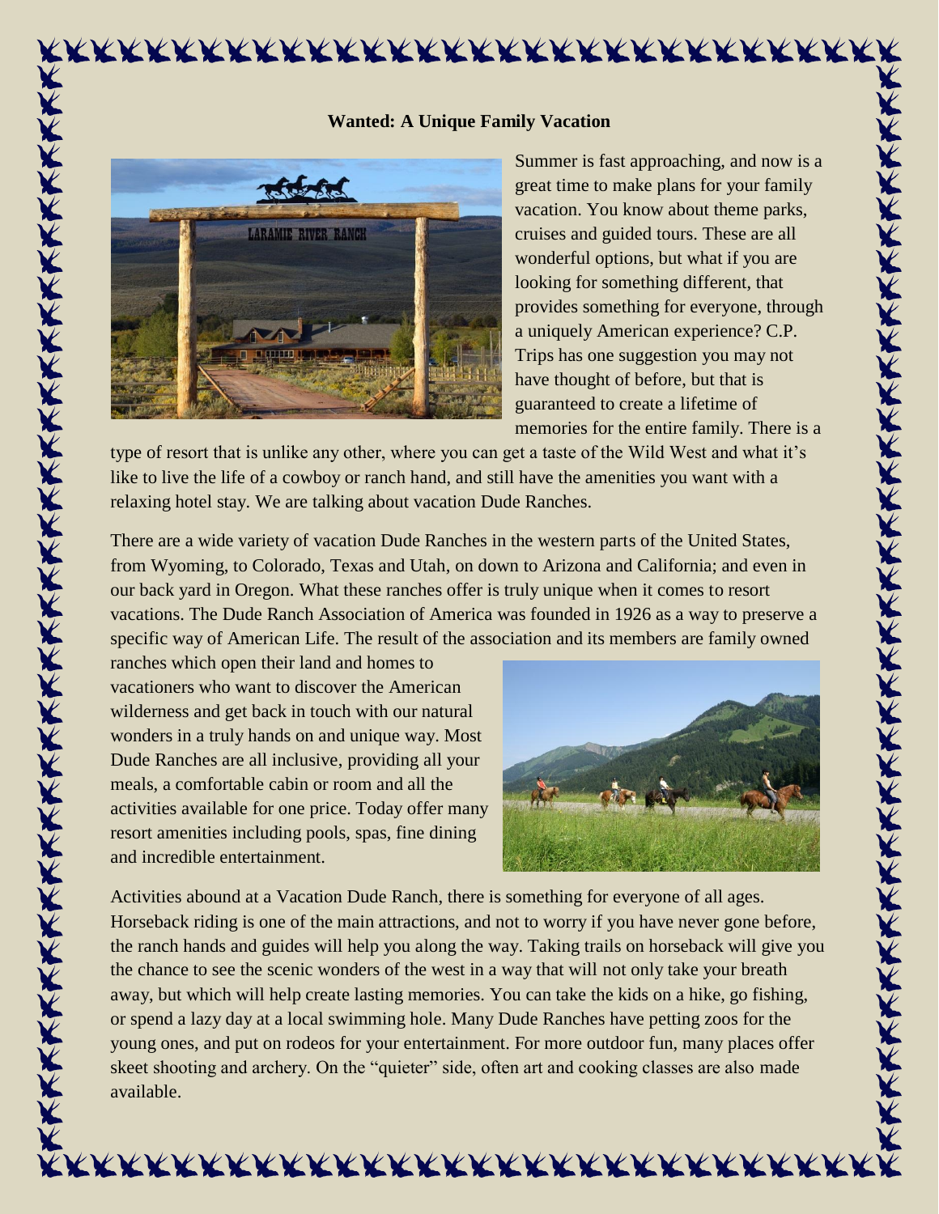**Wanted: A Unique Family Vacation**

Summer is fast approaching, and now is a great time to make plans for your family vacation. You know about theme parks, cruises and guided tours. These are all wonderful options, but what if you are looking for something different, that provides something for everyone, through a uniquely American experience? C.P. Trips has one suggestion you may not have thought of before, but that is guaranteed to create a lifetime of memories for the entire family. There is a type of resort that is unlike any other, where you can get a taste of the Wild West and what it's like to live the life of a cowboy or ranch hand, and still have the amenities you want with a relaxing hotel stay. We are talking about vacation Dude Ranches.

There are a wide variety of vacation Dude Ranches in the western parts of the United States, from Wyoming, to Colorado, Texas and Utah, on down to Arizona and California; and even in our back yard in Oregon. What these ranches offer is truly unique when it comes to resort vacations. The Dude Ranch Association of America was founded in 1926 as a way to preserve a specific way of American Life. The result of the association and its members are family owned ranches which open their land and homes to vacationers who want to discover the American wilderness and get back in touch with our natural wonders in a truly hands on and unique way. Most Dude Ranches are all inclusive, providing all your meals, a comfortable cabin or room and all the activities available for one price. Today offer many resort amenities including pools, spas, fine dining and incredible entertainment.

Activities abound at a Vacation Dude Ranch, there is something for everyone of all ages. Horseback riding is one of the main attractions, and not to worry if you have never gone before, the ranch hands and guides will help you along the way. Taking trails on horseback will give you the chance to see the scenic wonders of the west in a way that will not only take your breath away, but which will help create lasting memories. You can take the kids on a hike, go fishing, or spend a lazy day at a local swimming hole. Many Dude Ranches have petting zoos for the young ones, and put on rodeos for your entertainment. For more outdoor fun, many places offer skeet shooting and archery. On the "quieter" side, often art and cooking classes are also made available.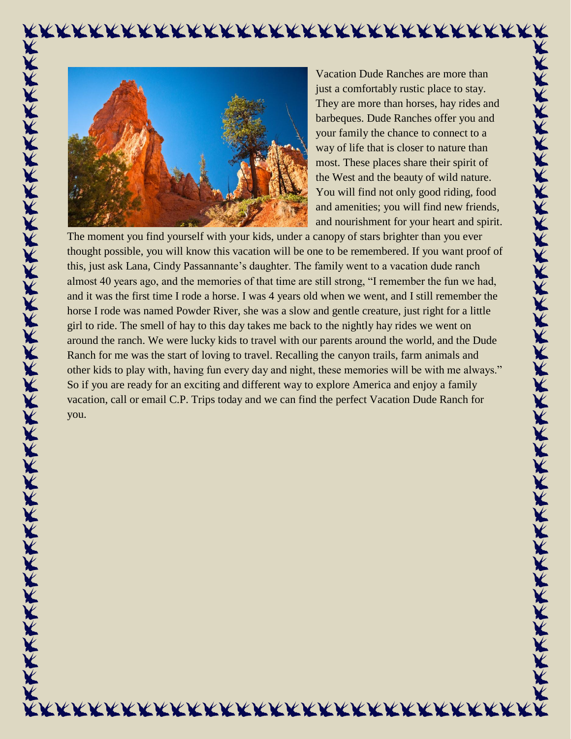Vacation Dude Ranches are more than just a comfortably rustic place to stay. They are more than horses, hay rides and barbeques. Dude Ranches offer you and your family the chance to connect to a way of life that is closer to nature than most. These places share their spirit of the West and the beauty of wild nature. You will find not only good riding, food and amenities; you will find new friends, and nourishment for your heart and spirit. The moment you find yourself with your kids, under a canopy of stars brighter than you ever thought possible, you will know this vacation will be one to be remembered. If you want proof of this, just ask Lana, Cindy Passannante's daughter. The family went to a vacation dude ranch almost 40 years ago, and the memories of that time are still strong, "I remember the fun we had, and it was the first time I rode a horse. I was 4 years old when we went, and I still remember the horse I rode was named Powder River, she was a slow and gentle creature, just right for a little girl to ride. The smell of hay to this day takes me back to the nightly hay rides we went on around the ranch. We were lucky kids to travel with our parents around the world, and the Dude Ranch for me was the start of loving to travel. Recalling the canyon trails, farm animals and other kids to play with, having fun every day and night, these memories will be with me always." So if you are ready for an exciting and different way to explore America and enjoy a family vacation, call or email C.P. Trips today and we can find the perfect Vacation Dude Ranch for you.